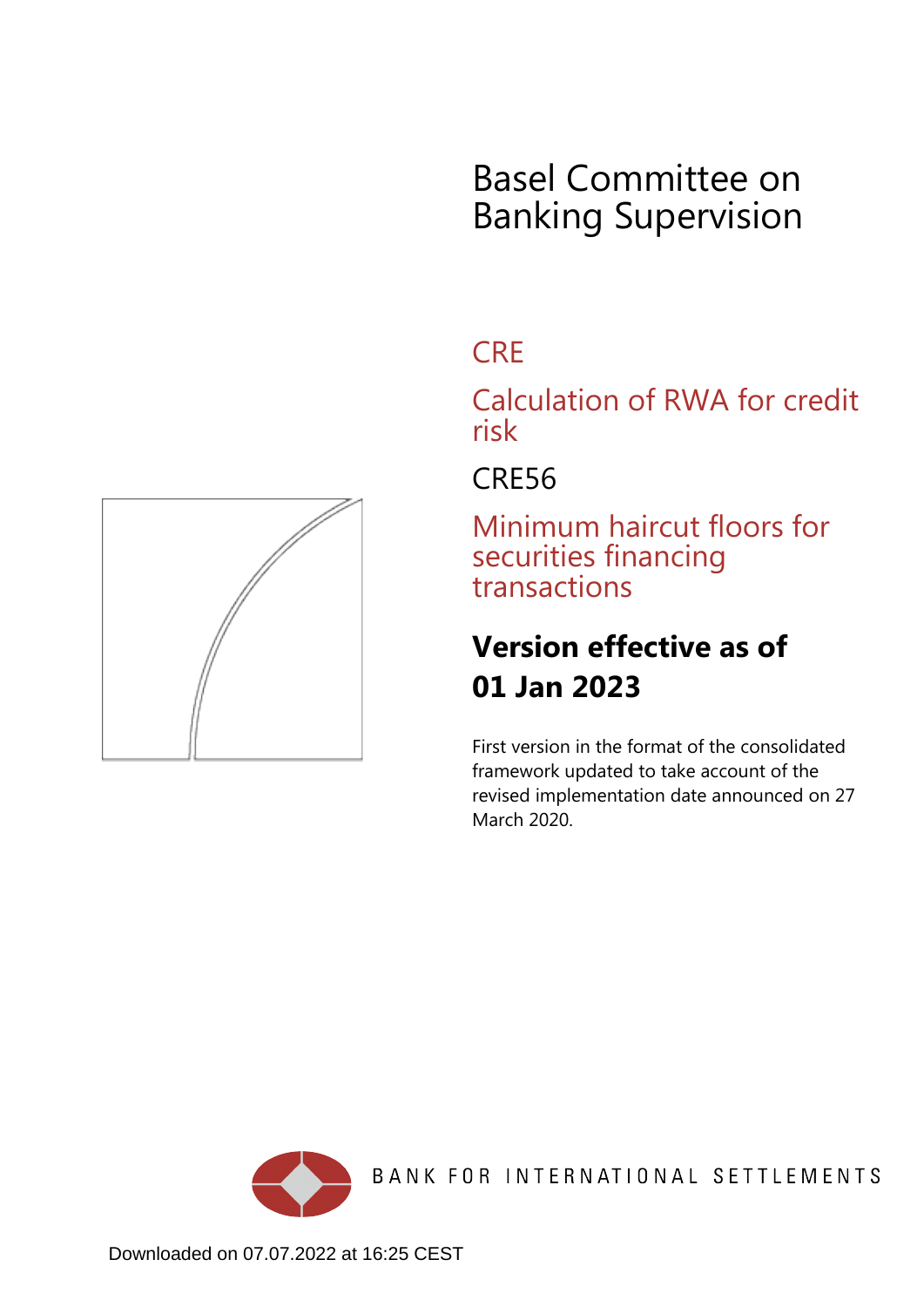# Basel Committee on Banking Supervision

## CRE

## Calculation of RWA for credit risk

## CRE56

## Minimum haircut floors for securities financing transactions

**Version effective as of**
**01 Jan 2023**

First version in the format of the consolidated framework updated to take account of the revised implementation date announced on 27 March 2020.

BANK FOR INTERNATIONAL SETTLEMENTS

Downloaded on 07.07.2022 at 16:25 CEST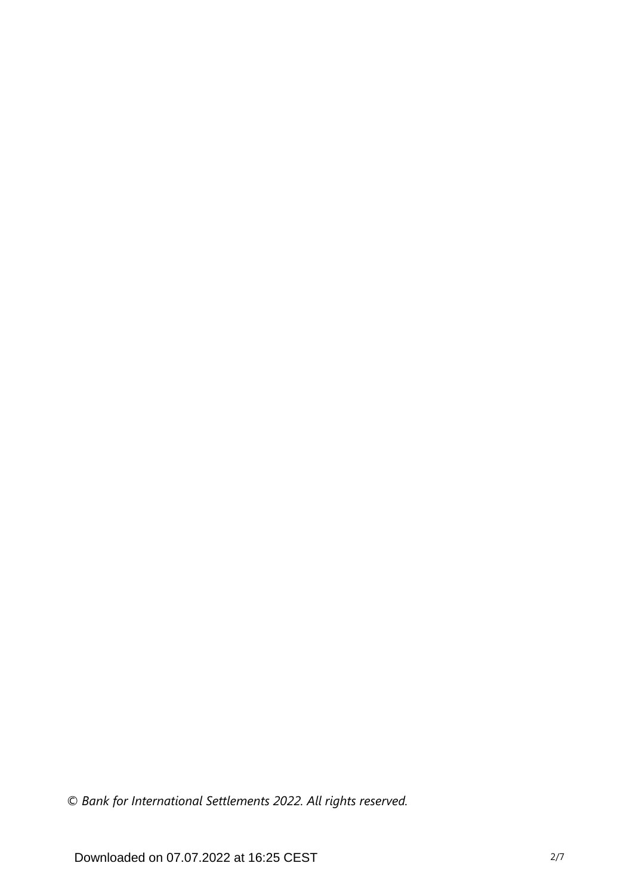© *Bank for International Settlements 2022. All rights reserved.*

Downloaded on 07.07.2022 at 16:25 CEST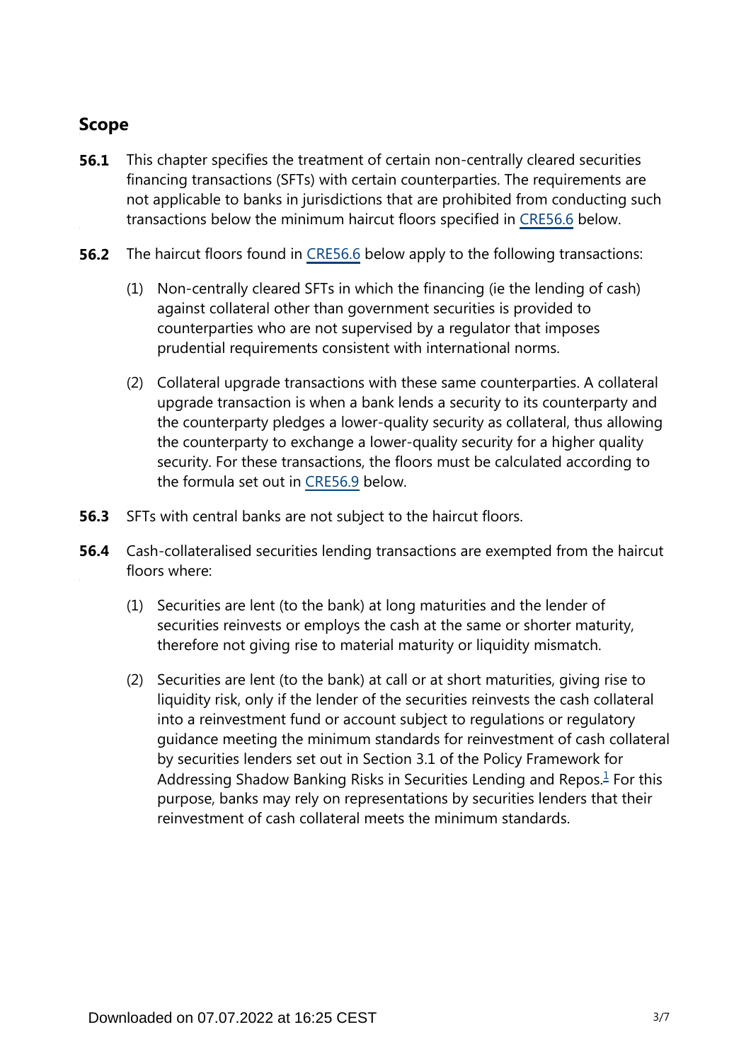## Scope

**56.1** This chapter specifies the treatment of certain non-centrally cleared securities financing transactions (SFTs) with certain counterparties. The requirements are not applicable to banks in jurisdictions that are prohibited from conducting such transactions below the minimum haircut floors specified in CRE56.6 below.

**56.2** The haircut floors found in CRE56.6 below apply to the following transactions:

(1) Non-centrally cleared SFTs in which the financing (ie the lending of cash) against collateral other than government securities is provided to counterparties who are not supervised by a regulator that imposes prudential requirements consistent with international norms.

(2) Collateral upgrade transactions with these same counterparties. A collateral upgrade transaction is when a bank lends a security to its counterparty and the counterparty pledges a lower-quality security as collateral, thus allowing the counterparty to exchange a lower-quality security for a higher quality security. For these transactions, the floors must be calculated according to the formula set out in CRE56.9 below.

**56.3** SFTs with central banks are not subject to the haircut floors.

**56.4** Cash-collateralised securities lending transactions are exempted from the haircut floors where:

(1) Securities are lent (to the bank) at long maturities and the lender of securities reinvests or employs the cash at the same or shorter maturity, therefore not giving rise to material maturity or liquidity mismatch.

(2) Securities are lent (to the bank) at call or at short maturities, giving rise to liquidity risk, only if the lender of the securities reinvests the cash collateral into a reinvestment fund or account subject to regulations or regulatory guidance meeting the minimum standards for reinvestment of cash collateral by securities lenders set out in Section 3.1 of the Policy Framework for Addressing Shadow Banking Risks in Securities Lending and Repos.[1] For this purpose, banks may rely on representations by securities lenders that their reinvestment of cash collateral meets the minimum standards.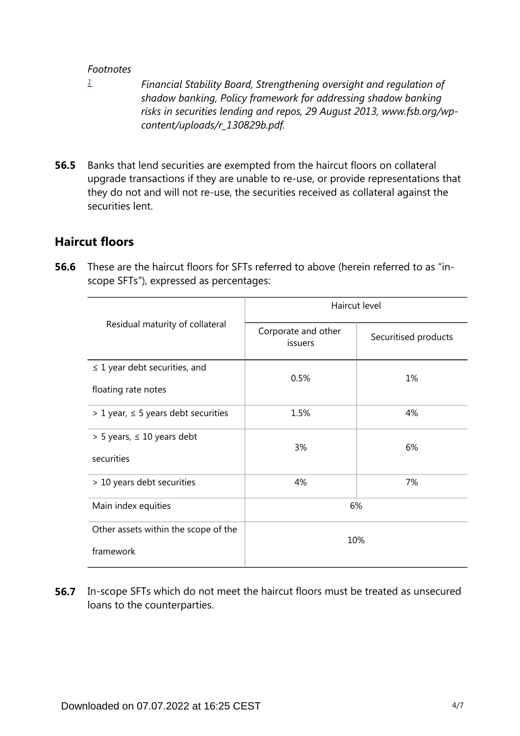*Footnotes*

[1] *Financial Stability Board, Strengthening oversight and regulation of shadow banking, Policy framework for addressing shadow banking risks in securities lending and repos, 29 August 2013, www.fsb.org/wp-content/uploads/r_130829b.pdf.*

**56.5** Banks that lend securities are exempted from the haircut floors on collateral upgrade transactions if they are unable to re-use, or provide representations that they do not and will not re-use, the securities received as collateral against the securities lent.

## Haircut floors

**56.6** These are the haircut floors for SFTs referred to above (herein referred to as "in-scope SFTs"), expressed as percentages:

| Residual maturity of collateral | Haircut level | |
|---|---|---|
| | Corporate and other issuers | Securitised products |
| ≤ 1 year debt securities, and floating rate notes | 0.5% | 1% |
| > 1 year, ≤ 5 years debt securities | 1.5% | 4% |
| > 5 years, ≤ 10 years debt securities | 3% | 6% |
| > 10 years debt securities | 4% | 7% |
| Main index equities | 6% | |
| Other assets within the scope of the framework | 10% | |

**56.7** In-scope SFTs which do not meet the haircut floors must be treated as unsecured loans to the counterparties.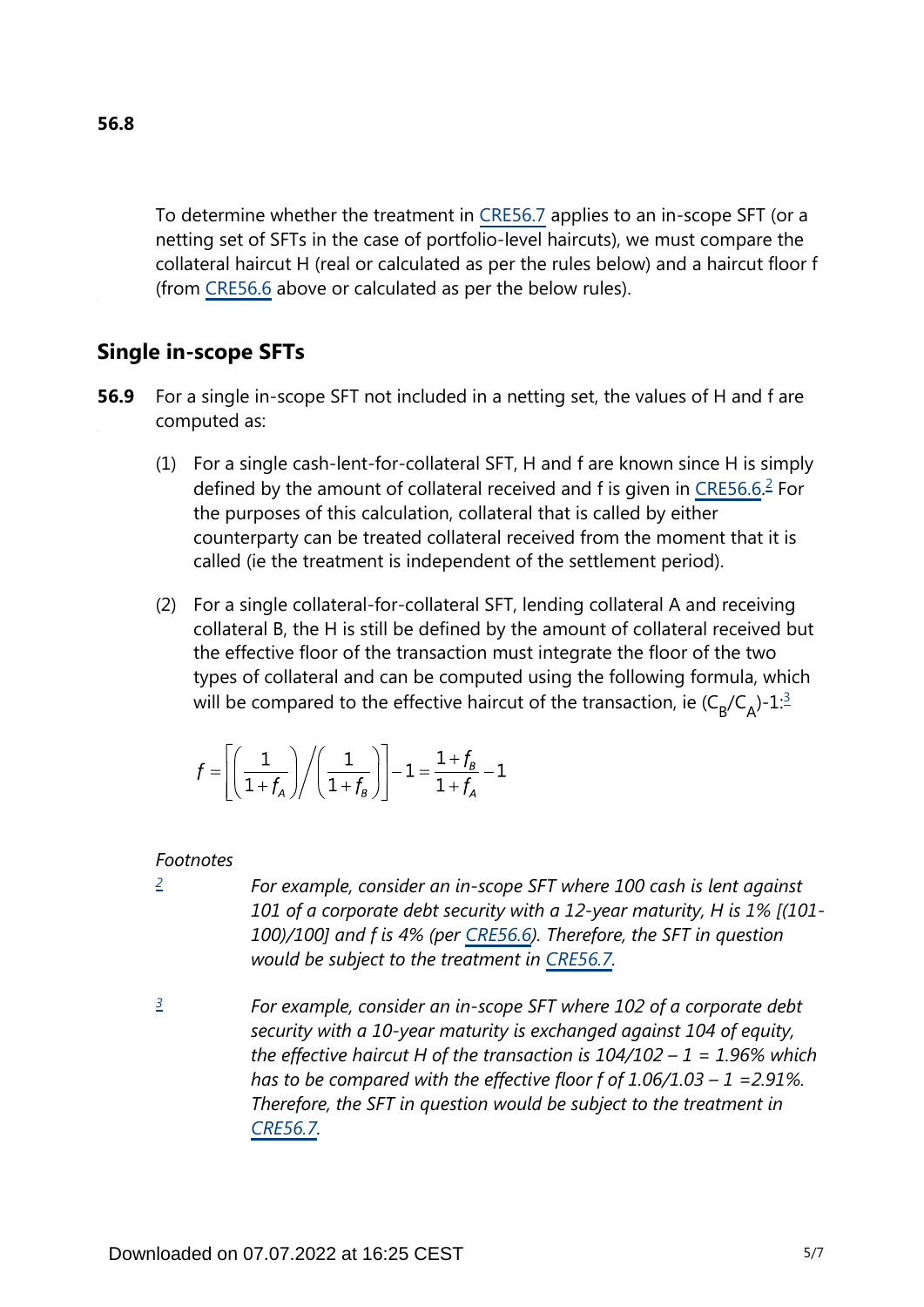**56.8**

To determine whether the treatment in CRE56.7 applies to an in-scope SFT (or a netting set of SFTs in the case of portfolio-level haircuts), we must compare the collateral haircut H (real or calculated as per the rules below) and a haircut floor f (from CRE56.6 above or calculated as per the below rules).

## Single in-scope SFTs

**56.9** For a single in-scope SFT not included in a netting set, the values of H and f are computed as:

(1) For a single cash-lent-for-collateral SFT, H and f are known since H is simply defined by the amount of collateral received and f is given in CRE56.6.[2] For the purposes of this calculation, collateral that is called by either counterparty can be treated collateral received from the moment that it is called (ie the treatment is independent of the settlement period).

(2) For a single collateral-for-collateral SFT, lending collateral A and receiving collateral B, the H is still be defined by the amount of collateral received but the effective floor of the transaction must integrate the floor of the two types of collateral and can be computed using the following formula, which will be compared to the effective haircut of the transaction, ie $(C_B/C_A)-1$:[3]

$$f = \left[ \left( \frac{1}{1+f_A} \right) \bigg/ \left( \frac{1}{1+f_B} \right) \right] - 1 = \frac{1+f_B}{1+f_A} - 1$$

*Footnotes*

[2] *For example, consider an in-scope SFT where 100 cash is lent against 101 of a corporate debt security with a 12-year maturity, H is 1% [(101-100)/100] and f is 4% (per CRE56.6). Therefore, the SFT in question would be subject to the treatment in CRE56.7.*

[3] *For example, consider an in-scope SFT where 102 of a corporate debt security with a 10-year maturity is exchanged against 104 of equity, the effective haircut H of the transaction is 104/102 – 1 = 1.96% which has to be compared with the effective floor f of 1.06/1.03 – 1 =2.91%. Therefore, the SFT in question would be subject to the treatment in CRE56.7.*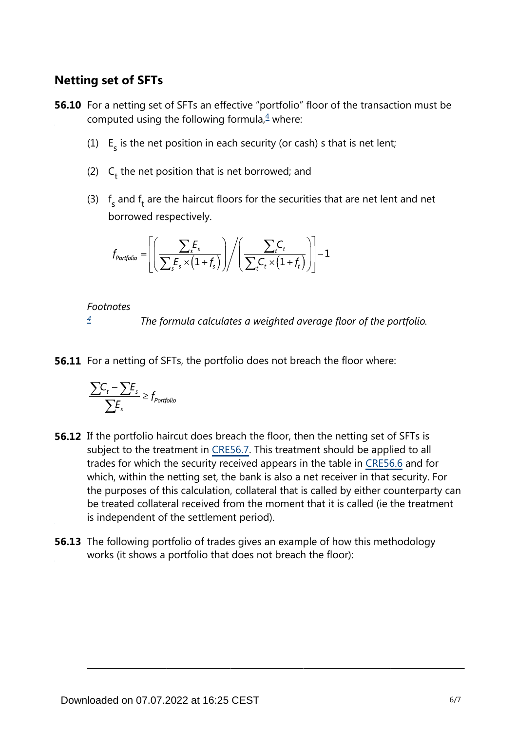## Netting set of SFTs

**56.10** For a netting set of SFTs an effective "portfolio" floor of the transaction must be computed using the following formula,[4] where:

(1) $E_s$ is the net position in each security (or cash) s that is net lent;

(2) $C_t$ the net position that is net borrowed; and

(3) $f_s$ and $f_t$ are the haircut floors for the securities that are net lent and net borrowed respectively.

$$f_{Portfolio} = \left[ \left( \frac{\sum_s E_s}{\sum_s E_s \times (1 + f_s)} \right) \bigg/ \left( \frac{\sum_t C_t}{\sum_t C_t \times (1 + f_t)} \right) \right] - 1$$

*Footnotes*

[4] *The formula calculates a weighted average floor of the portfolio.*

**56.11** For a netting of SFTs, the portfolio does not breach the floor where:

$$\frac{\sum C_t - \sum E_s}{\sum E_s} \geq f_{Portfolio}$$

**56.12** If the portfolio haircut does breach the floor, then the netting set of SFTs is subject to the treatment in CRE56.7. This treatment should be applied to all trades for which the security received appears in the table in CRE56.6 and for which, within the netting set, the bank is also a net receiver in that security. For the purposes of this calculation, collateral that is called by either counterparty can be treated collateral received from the moment that it is called (ie the treatment is independent of the settlement period).

**56.13** The following portfolio of trades gives an example of how this methodology works (it shows a portfolio that does not breach the floor):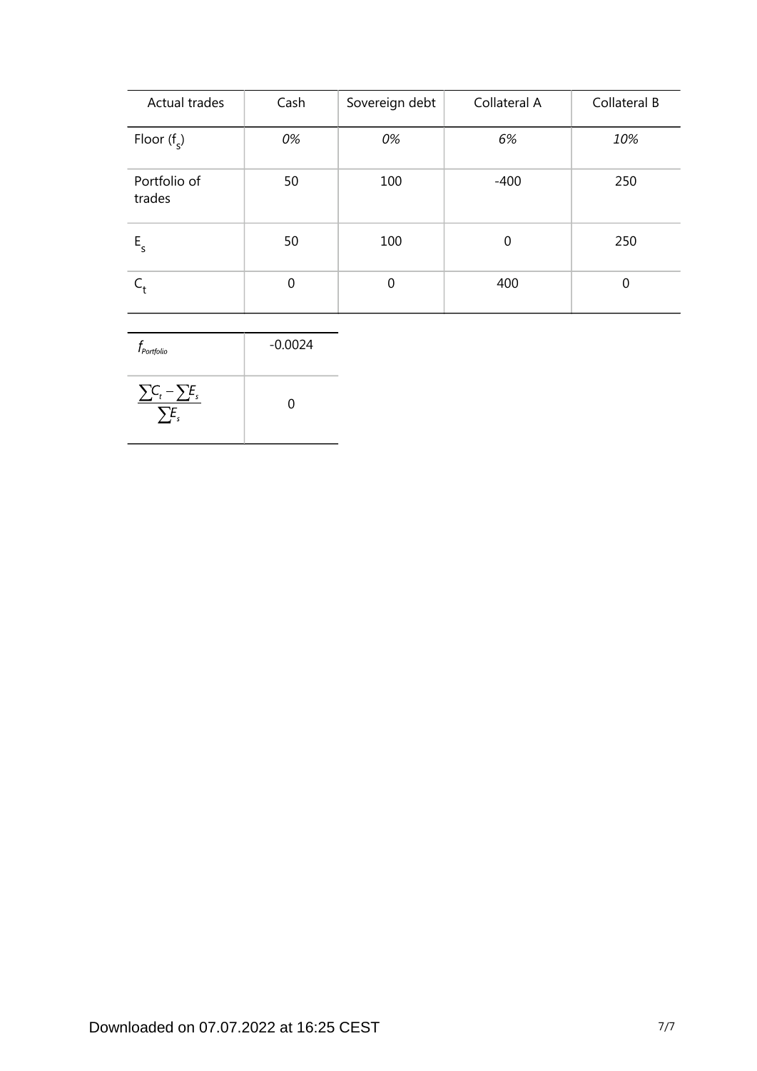| Actual trades | Cash | Sovereign debt | Collateral A | Collateral B |
|---|---|---|---|---|
| Floor ($f_s$) | *0%* | *0%* | *6%* | *10%* |
| Portfolio of trades | 50 | 100 | -400 | 250 |
| $E_s$ | 50 | 100 | 0 | 250 |
| $C_t$ | 0 | 0 | 400 | 0 |

| | |
|---|---|
| $f_{Portfolio}$ | -0.0024 |
| $\frac{\sum C_t - \sum E_s}{\sum E_s}$ | 0 |